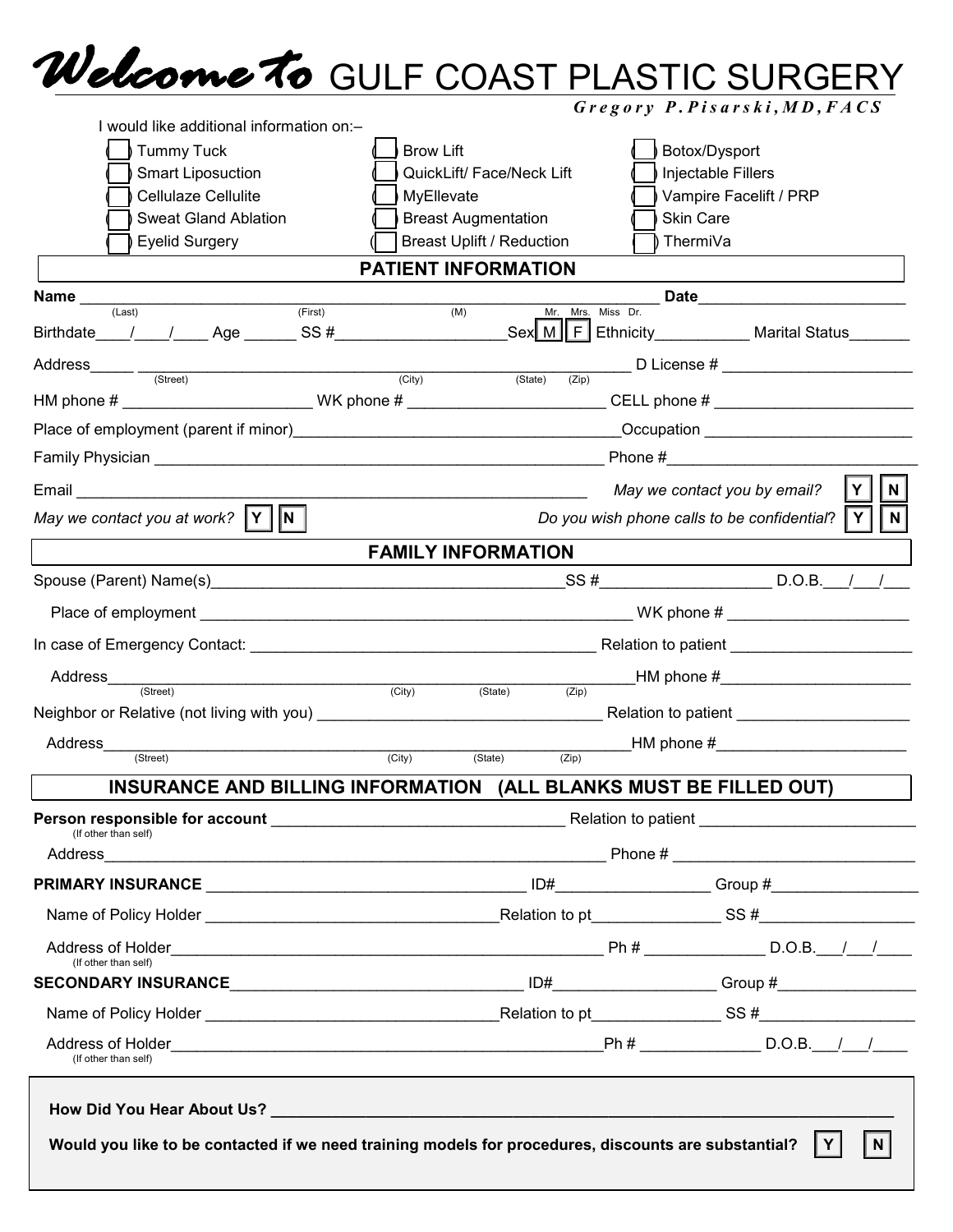# *Welcome to* GULF COAST PLASTIC SURGERY

***Gregory P. Pisarski, MD, FACS***

I would like additional information on:–

| | | |
|---|---|---|
| ( ) Tummy Tuck | ( ) Brow Lift | ( ) Botox/Dysport |
| ( ) Smart Liposuction | ( ) QuickLift/ Face/Neck Lift | ( ) Injectable Fillers |
| ( ) Cellulaze Cellulite | ( ) MyEllevate | ( ) Vampire Facelift / PRP |
| ( ) Sweat Gland Ablation | ( ) Breast Augmentation | ( ) Skin Care |
| ( ) Eyelid Surgery | ( ) Breast Uplift / Reduction | ( ) ThermiVa |

## PATIENT INFORMATION

**Name** ______________________________________________ **Date**______________________
(Last) (First) (M) Mr. Mrs. Miss Dr.

Birthdate____/____/____ Age ______ SS #___________________Sex M F Ethnicity__________ Marital Status_______

Address_____ ______________________________________________ D License # ______________________
(Street) (City) (State) (Zip)

HM phone # ____________________ WK phone # ______________________ CELL phone # ______________________

Place of employment (parent if minor)____________________________________Occupation ______________________

Family Physician ______________________________________________ Phone #__________________________

Email _____________________________________________________ *May we contact you by email?* Y N

*May we contact you at work?* Y N *Do you wish phone calls to be confidential*? Y N

## FAMILY INFORMATION

Spouse (Parent) Name(s)________________________________________SS #___________________ D.O.B.___/___/___

Place of employment ______________________________________________ WK phone # ____________________

In case of Emergency Contact: ______________________________________ Relation to patient ____________________

Address______________________________________________HM phone #______________________
(Street) (City) (State) (Zip)

Neighbor or Relative (not living with you) ________________________________ Relation to patient ____________________

Address______________________________________________HM phone #______________________
(Street) (City) (State) (Zip)

## INSURANCE AND BILLING INFORMATION (ALL BLANKS MUST BE FILLED OUT)

**Person responsible for account** ________________________________ Relation to patient ________________________
(If other than self)

Address_______________________________________________________ Phone # __________________________

**PRIMARY INSURANCE** ___________________________________ ID#_________________ Group #_________________

Name of Policy Holder _________________________________Relation to pt______________ SS #_________________

Address of Holder______________________________________________ Ph # _____________ D.O.B.___/___/____
(If other than self)

**SECONDARY INSURANCE**_______________________________ ID#__________________ Group #________________

Name of Policy Holder _________________________________Relation to pt______________ SS #_________________

Address of Holder______________________________________________Ph # _____________ D.O.B.___/___/____
(If other than self)

**How Did You Hear About Us?** ______________________________________________________________________

**Would you like to be contacted if we need training models for procedures, discounts are substantial?** Y N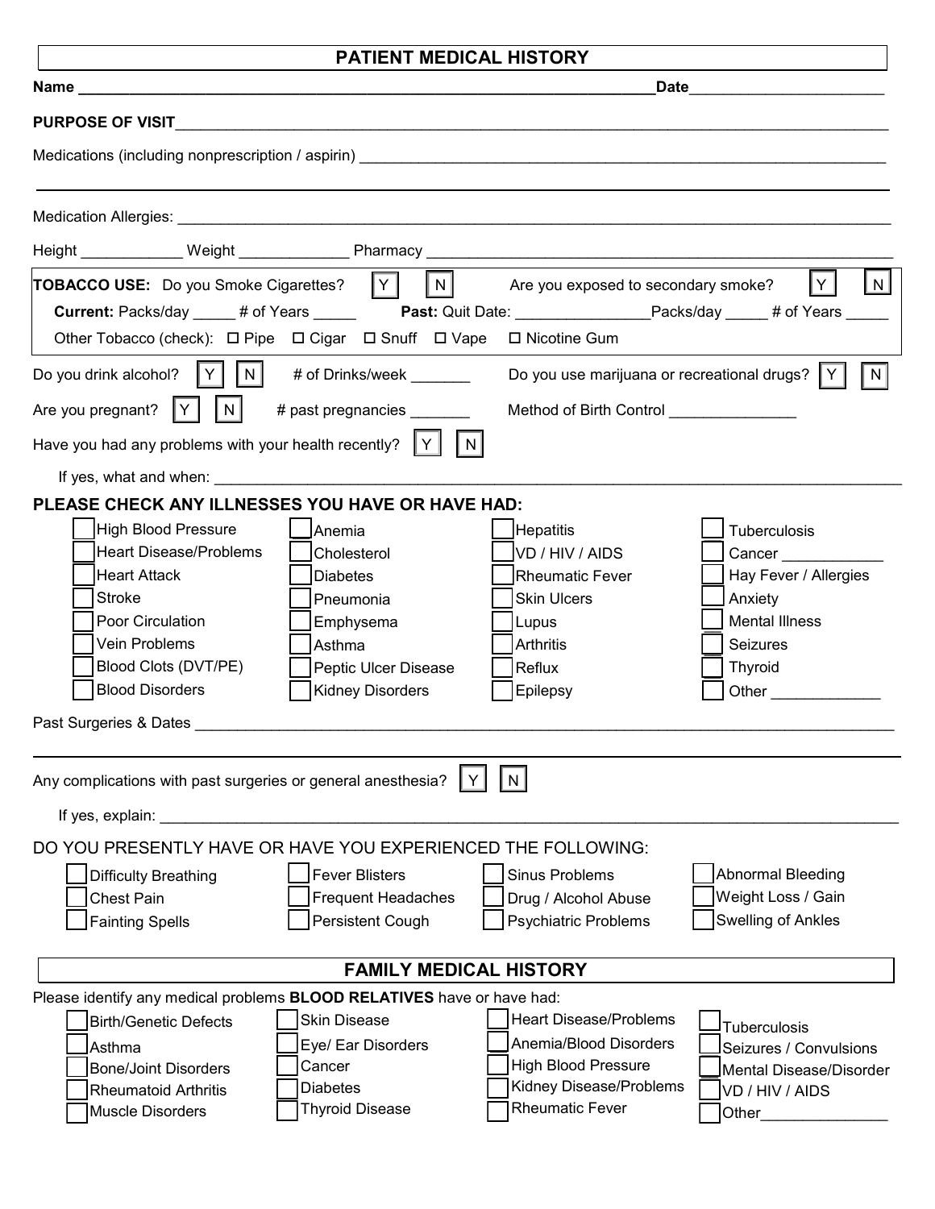# PATIENT MEDICAL HISTORY

**Name** ______________________________________________________________________ **Date** ______________________

**PURPOSE OF VISIT** __________________________________________________________________________________

Medications (including nonprescription / aspirin) _____________________________________________________________

_______________________________________________________________________________________________

Medication Allergies: ___________________________________________________________________________________

Height ____________ Weight _____________ Pharmacy ____________________________________________________

**TOBACCO USE:** Do you Smoke Cigarettes? Y N Are you exposed to secondary smoke? Y N

**Current:** Packs/day _____ # of Years _____ **Past:** Quit Date: ________________ Packs/day _____ # of Years _____

Other Tobacco (check): ☐ Pipe ☐ Cigar ☐ Snuff ☐ Vape ☐ Nicotine Gum

Do you drink alcohol? Y N # of Drinks/week _______ Do you use marijuana or recreational drugs? Y N

Are you pregnant? Y N # past pregnancies _______ Method of Birth Control _______________

Have you had any problems with your health recently? Y N

If yes, what and when: _________________________________________________________________________________

## PLEASE CHECK ANY ILLNESSES YOU HAVE OR HAVE HAD:

| | | | |
|---|---|---|---|
| ☐ High Blood Pressure | ☐ Anemia | ☐ Hepatitis | ☐ Tuberculosis |
| ☐ Heart Disease/Problems | ☐ Cholesterol | ☐ VD / HIV / AIDS | ☐ Cancer ____________ |
| ☐ Heart Attack | ☐ Diabetes | ☐ Rheumatic Fever | ☐ Hay Fever / Allergies |
| ☐ Stroke | ☐ Pneumonia | ☐ Skin Ulcers | ☐ Anxiety |
| ☐ Poor Circulation | ☐ Emphysema | ☐ Lupus | ☐ Mental Illness |
| ☐ Vein Problems | ☐ Asthma | ☐ Arthritis | ☐ Seizures |
| ☐ Blood Clots (DVT/PE) | ☐ Peptic Ulcer Disease | ☐ Reflux | ☐ Thyroid |
| ☐ Blood Disorders | ☐ Kidney Disorders | ☐ Epilepsy | ☐ Other _____________ |

Past Surgeries & Dates ___________________________________________________________________________________

_______________________________________________________________________________________________

Any complications with past surgeries or general anesthesia? Y N

If yes, explain: ________________________________________________________________________________________

## DO YOU PRESENTLY HAVE OR HAVE YOU EXPERIENCED THE FOLLOWING:

| | | | |
|---|---|---|---|
| ☐ Difficulty Breathing | ☐ Fever Blisters | ☐ Sinus Problems | ☐ Abnormal Bleeding |
| ☐ Chest Pain | ☐ Frequent Headaches | ☐ Drug / Alcohol Abuse | ☐ Weight Loss / Gain |
| ☐ Fainting Spells | ☐ Persistent Cough | ☐ Psychiatric Problems | ☐ Swelling of Ankles |

# FAMILY MEDICAL HISTORY

Please identify any medical problems **BLOOD RELATIVES** have or have had:

| | | | |
|---|---|---|---|
| ☐ Birth/Genetic Defects | ☐ Skin Disease | ☐ Heart Disease/Problems | ☐ Tuberculosis |
| ☐ Asthma | ☐ Eye/ Ear Disorders | ☐ Anemia/Blood Disorders | ☐ Seizures / Convulsions |
| ☐ Bone/Joint Disorders | ☐ Cancer | ☐ High Blood Pressure | ☐ Mental Disease/Disorder |
| ☐ Rheumatoid Arthritis | ☐ Diabetes | ☐ Kidney Disease/Problems | ☐ VD / HIV / AIDS |
| ☐ Muscle Disorders | ☐ Thyroid Disease | ☐ Rheumatic Fever | ☐ Other_______________ |